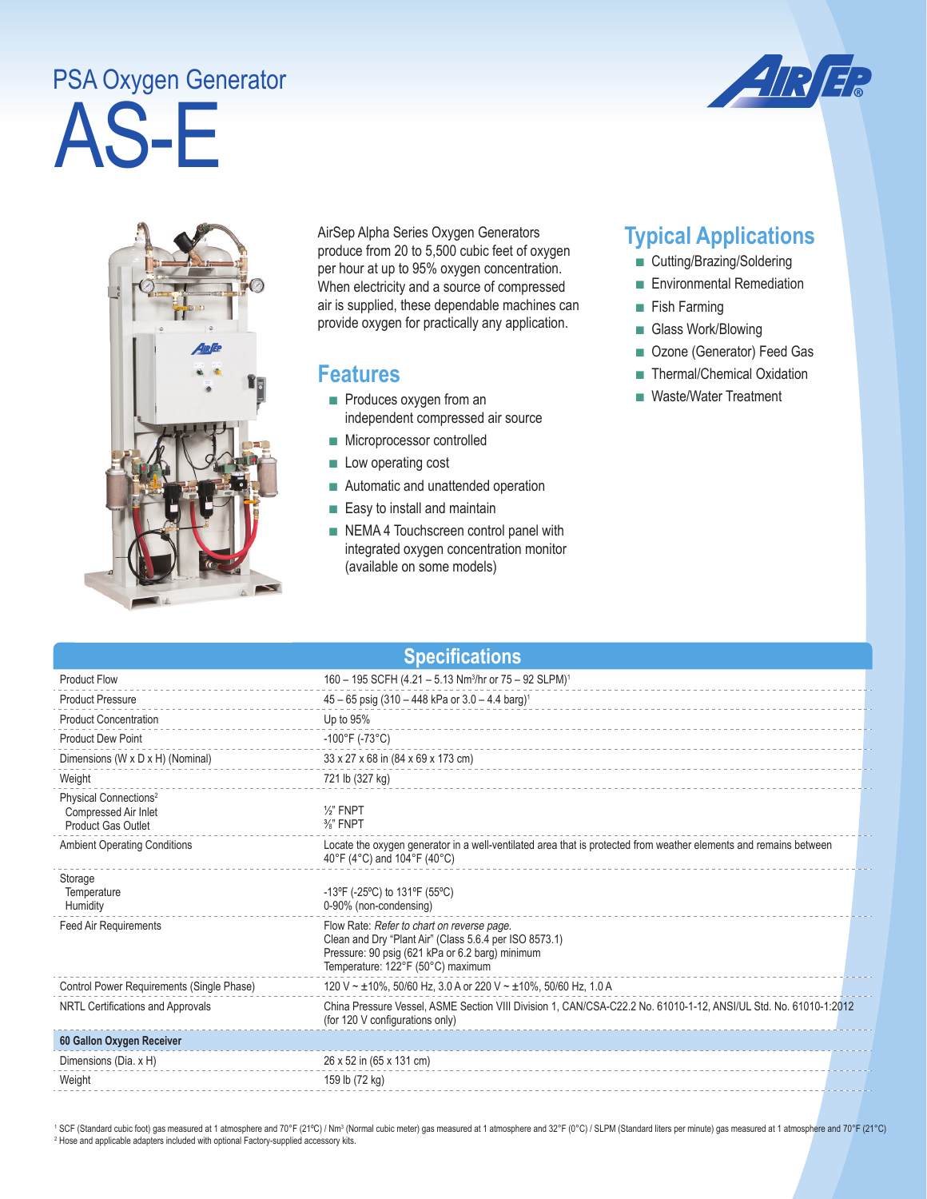# PSA Oxygen Generator

# AS-E

AirSep Alpha Series Oxygen Generators produce from 20 to 5,500 cubic feet of oxygen per hour at up to 95% oxygen concentration. When electricity and a source of compressed air is supplied, these dependable machines can provide oxygen for practically any application.

## Features

- Produces oxygen from an independent compressed air source
- Microprocessor controlled
- Low operating cost
- Automatic and unattended operation
- Easy to install and maintain
- NEMA 4 Touchscreen control panel with integrated oxygen concentration monitor (available on some models)

## Typical Applications

- Cutting/Brazing/Soldering
- Environmental Remediation
- Fish Farming
- Glass Work/Blowing
- Ozone (Generator) Feed Gas
- Thermal/Chemical Oxidation
- Waste/Water Treatment

## Specifications

| | |
|---|---|
| Product Flow | 160 – 195 SCFH (4.21 – 5.13 Nm³/hr or 75 – 92 SLPM)[1] |
| Product Pressure | 45 – 65 psig (310 – 448 kPa or 3.0 – 4.4 barg)[1] |
| Product Concentration | Up to 95% |
| Product Dew Point | -100°F (-73°C) |
| Dimensions (W x D x H) (Nominal) | 33 x 27 x 68 in (84 x 69 x 173 cm) |
| Weight | 721 lb (327 kg) |
| Physical Connections[2] | |
| Compressed Air Inlet | ½" FNPT |
| Product Gas Outlet | ⅜" FNPT |
| Ambient Operating Conditions | Locate the oxygen generator in a well-ventilated area that is protected from weather elements and remains between 40°F (4°C) and 104°F (40°C) |
| Storage | |
| Temperature | -13ºF (-25ºC) to 131ºF (55ºC) |
| Humidity | 0-90% (non-condensing) |
| Feed Air Requirements | Flow Rate: *Refer to chart on reverse page.*<br>Clean and Dry "Plant Air" (Class 5.6.4 per ISO 8573.1)<br>Pressure: 90 psig (621 kPa or 6.2 barg) minimum<br>Temperature: 122°F (50°C) maximum |
| Control Power Requirements (Single Phase) | 120 V ~ ±10%, 50/60 Hz, 3.0 A or 220 V ~ ±10%, 50/60 Hz, 1.0 A |
| NRTL Certifications and Approvals | China Pressure Vessel, ASME Section VIII Division 1, CAN/CSA-C22.2 No. 61010-1-12, ANSI/UL Std. No. 61010-1:2012 (for 120 V configurations only) |
| **60 Gallon Oxygen Receiver** | |
| Dimensions (Dia. x H) | 26 x 52 in (65 x 131 cm) |
| Weight | 159 lb (72 kg) |

[1] SCF (Standard cubic foot) gas measured at 1 atmosphere and 70°F (21ºC) / Nm³ (Normal cubic meter) gas measured at 1 atmosphere and 32°F (0°C) / SLPM (Standard liters per minute) gas measured at 1 atmosphere and 70°F (21°C)
[2] Hose and applicable adapters included with optional Factory-supplied accessory kits.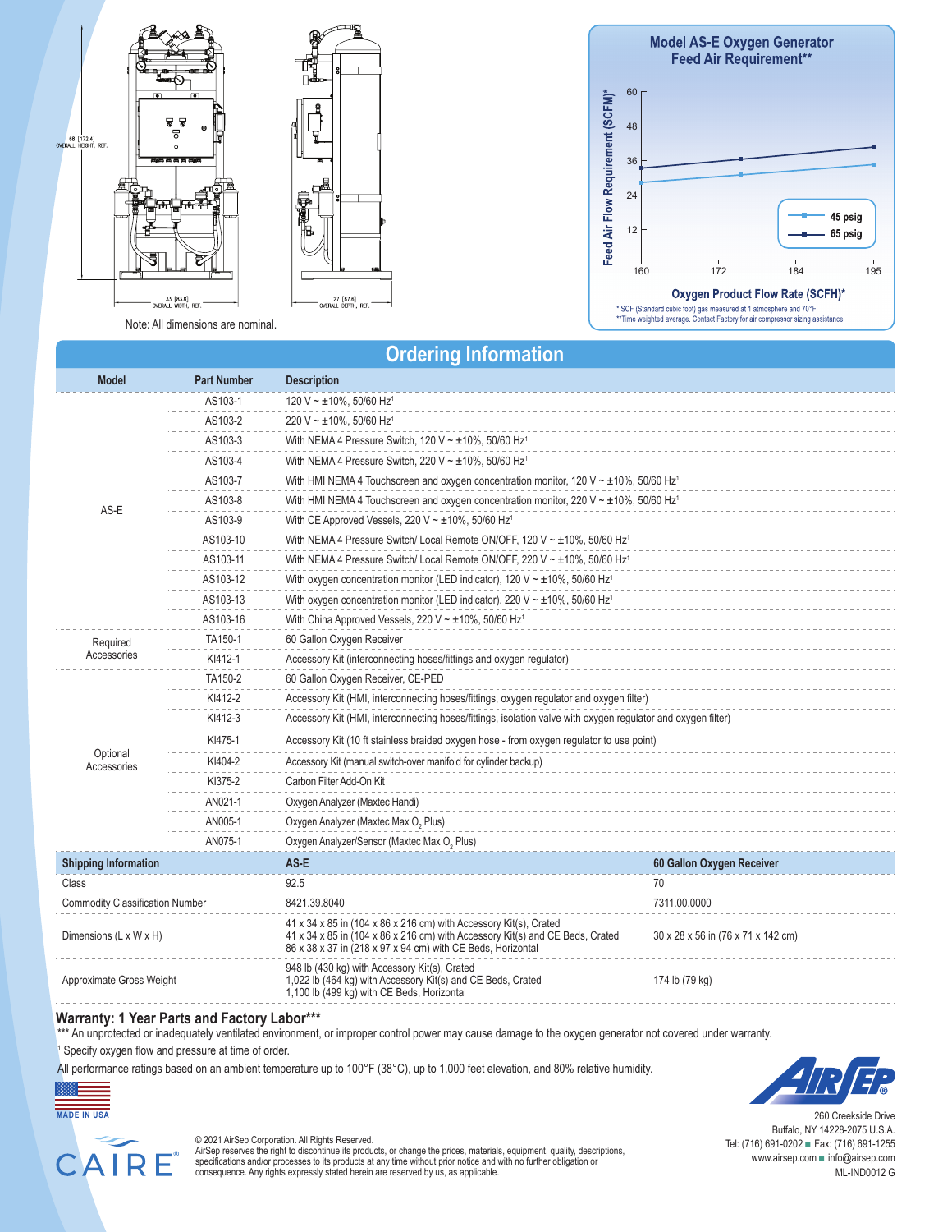68 [172.4]
OVERALL HEIGHT, REF.

33 [83.8]
OVERALL WIDTH, REF.

27 [67.6]
OVERALL DEPTH, REF.

Note: All dimensions are nominal.

**Model AS-E Oxygen Generator**
**Feed Air Requirement****

Feed Air Flow Requirement (SCFM)*

60
48
36
24
12

160
172
184
195

45 psig
65 psig

Oxygen Product Flow Rate (SCFH)*

* SCF (Standard cubic foot) gas measured at 1 atmosphere and 70°F
**Time weighted average. Contact Factory for air compressor sizing assistance.

## Ordering Information

| Model | Part Number | Description |
|---|---|---|
| AS-E | AS103-1 | 120 V ~ ±10%, 50/60 Hz[1] |
| | AS103-2 | 220 V ~ ±10%, 50/60 Hz[1] |
| | AS103-3 | With NEMA 4 Pressure Switch, 120 V ~ ±10%, 50/60 Hz[1] |
| | AS103-4 | With NEMA 4 Pressure Switch, 220 V ~ ±10%, 50/60 Hz[1] |
| | AS103-7 | With HMI NEMA 4 Touchscreen and oxygen concentration monitor, 120 V ~ ±10%, 50/60 Hz[1] |
| | AS103-8 | With HMI NEMA 4 Touchscreen and oxygen concentration monitor, 220 V ~ ±10%, 50/60 Hz[1] |
| | AS103-9 | With CE Approved Vessels, 220 V ~ ±10%, 50/60 Hz[1] |
| | AS103-10 | With NEMA 4 Pressure Switch/ Local Remote ON/OFF, 120 V ~ ±10%, 50/60 Hz[1] |
| | AS103-11 | With NEMA 4 Pressure Switch/ Local Remote ON/OFF, 220 V ~ ±10%, 50/60 Hz[1] |
| | AS103-12 | With oxygen concentration monitor (LED indicator), 120 V ~ ±10%, 50/60 Hz[1] |
| | AS103-13 | With oxygen concentration monitor (LED indicator), 220 V ~ ±10%, 50/60 Hz[1] |
| | AS103-16 | With China Approved Vessels, 220 V ~ ±10%, 50/60 Hz[1] |
| Required Accessories | TA150-1 | 60 Gallon Oxygen Receiver |
| | KI412-1 | Accessory Kit (interconnecting hoses/fittings and oxygen regulator) |
| Optional Accessories | TA150-2 | 60 Gallon Oxygen Receiver, CE-PED |
| | KI412-2 | Accessory Kit (HMI, interconnecting hoses/fittings, oxygen regulator and oxygen filter) |
| | KI412-3 | Accessory Kit (HMI, interconnecting hoses/fittings, isolation valve with oxygen regulator and oxygen filter) |
| | KI475-1 | Accessory Kit (10 ft stainless braided oxygen hose - from oxygen regulator to use point) |
| | KI404-2 | Accessory Kit (manual switch-over manifold for cylinder backup) |
| | KI375-2 | Carbon Filter Add-On Kit |
| | AN021-1 | Oxygen Analyzer (Maxtec Handi) |
| | AN005-1 | Oxygen Analyzer (Maxtec Max $O_2$ Plus) |
| | AN075-1 | Oxygen Analyzer/Sensor (Maxtec Max $O_2$ Plus) |

| Shipping Information | AS-E | 60 Gallon Oxygen Receiver |
|---|---|---|
| Class | 92.5 | 70 |
| Commodity Classification Number | 8421.39.8040 | 7311.00.0000 |
| Dimensions (L x W x H) | 41 x 34 x 85 in (104 x 86 x 216 cm) with Accessory Kit(s), Crated<br>41 x 34 x 85 in (104 x 86 x 216 cm) with Accessory Kit(s) and CE Beds, Crated<br>86 x 38 x 37 in (218 x 97 x 94 cm) with CE Beds, Horizontal | 30 x 28 x 56 in (76 x 71 x 142 cm) |
| Approximate Gross Weight | 948 lb (430 kg) with Accessory Kit(s), Crated<br>1,022 lb (464 kg) with Accessory Kit(s) and CE Beds, Crated<br>1,100 lb (499 kg) with CE Beds, Horizontal | 174 lb (79 kg) |

**Warranty: 1 Year Parts and Factory Labor*****

*** An unprotected or inadequately ventilated environment, or improper control power may cause damage to the oxygen generator not covered under warranty.

[1] Specify oxygen flow and pressure at time of order.

All performance ratings based on an ambient temperature up to 100°F (38°C), up to 1,000 feet elevation, and 80% relative humidity.

MADE IN USA

CAIRE

© 2021 AirSep Corporation. All Rights Reserved.
AirSep reserves the right to discontinue its products, or change the prices, materials, equipment, quality, descriptions, specifications and/or processes to its products at any time without prior notice and with no further obligation or consequence. Any rights expressly stated herein are reserved by us, as applicable.

AIRSEP

260 Creekside Drive
Buffalo, NY 14228-2075 U.S.A.
Tel: (716) 691-0202 ■ Fax: (716) 691-1255
www.airsep.com ■ info@airsep.com
ML-IND0012 G